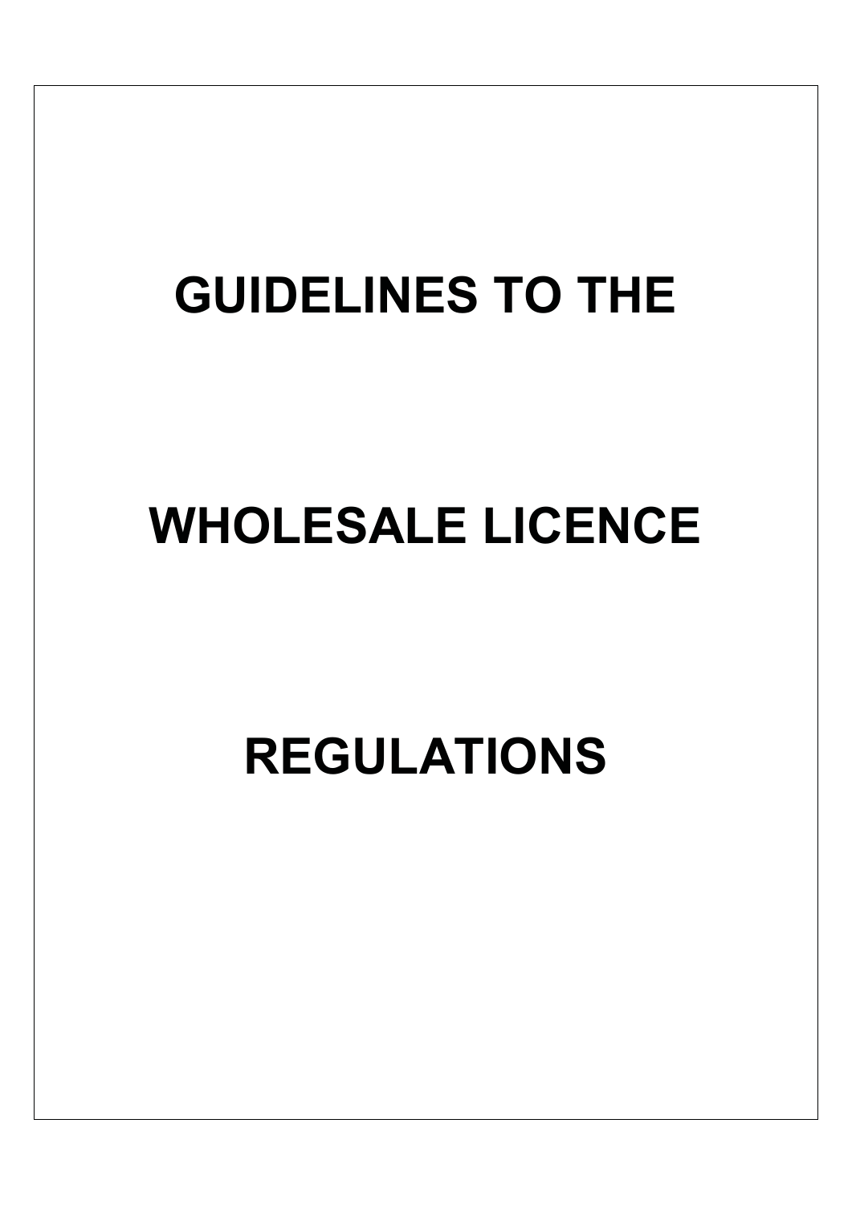# GUIDELINES TO THE

# WHOLESALE LICENCE

# REGULATIONS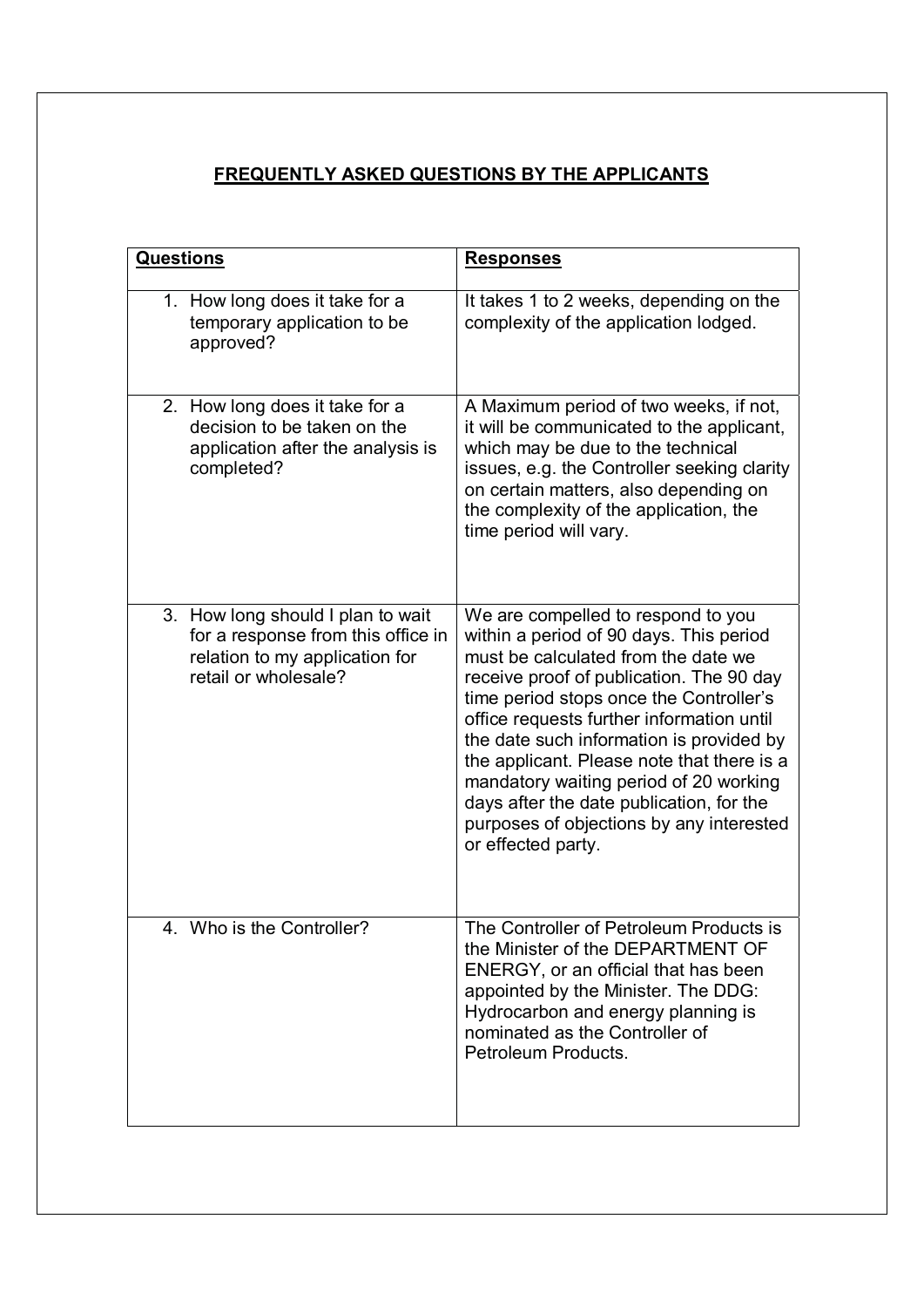## FREQUENTLY ASKED QUESTIONS BY THE APPLICANTS

| **Questions** | **Responses** |
| --- | --- |
| 1. How long does it take for a temporary application to be approved? | It takes 1 to 2 weeks, depending on the complexity of the application lodged. |
| 2. How long does it take for a decision to be taken on the application after the analysis is completed? | A Maximum period of two weeks, if not, it will be communicated to the applicant, which may be due to the technical issues, e.g. the Controller seeking clarity on certain matters, also depending on the complexity of the application, the time period will vary. |
| 3. How long should I plan to wait for a response from this office in relation to my application for retail or wholesale? | We are compelled to respond to you within a period of 90 days. This period must be calculated from the date we receive proof of publication. The 90 day time period stops once the Controller's office requests further information until the date such information is provided by the applicant. Please note that there is a mandatory waiting period of 20 working days after the date publication, for the purposes of objections by any interested or effected party. |
| 4. Who is the Controller? | The Controller of Petroleum Products is the Minister of the DEPARTMENT OF ENERGY, or an official that has been appointed by the Minister. The DDG: Hydrocarbon and energy planning is nominated as the Controller of Petroleum Products. |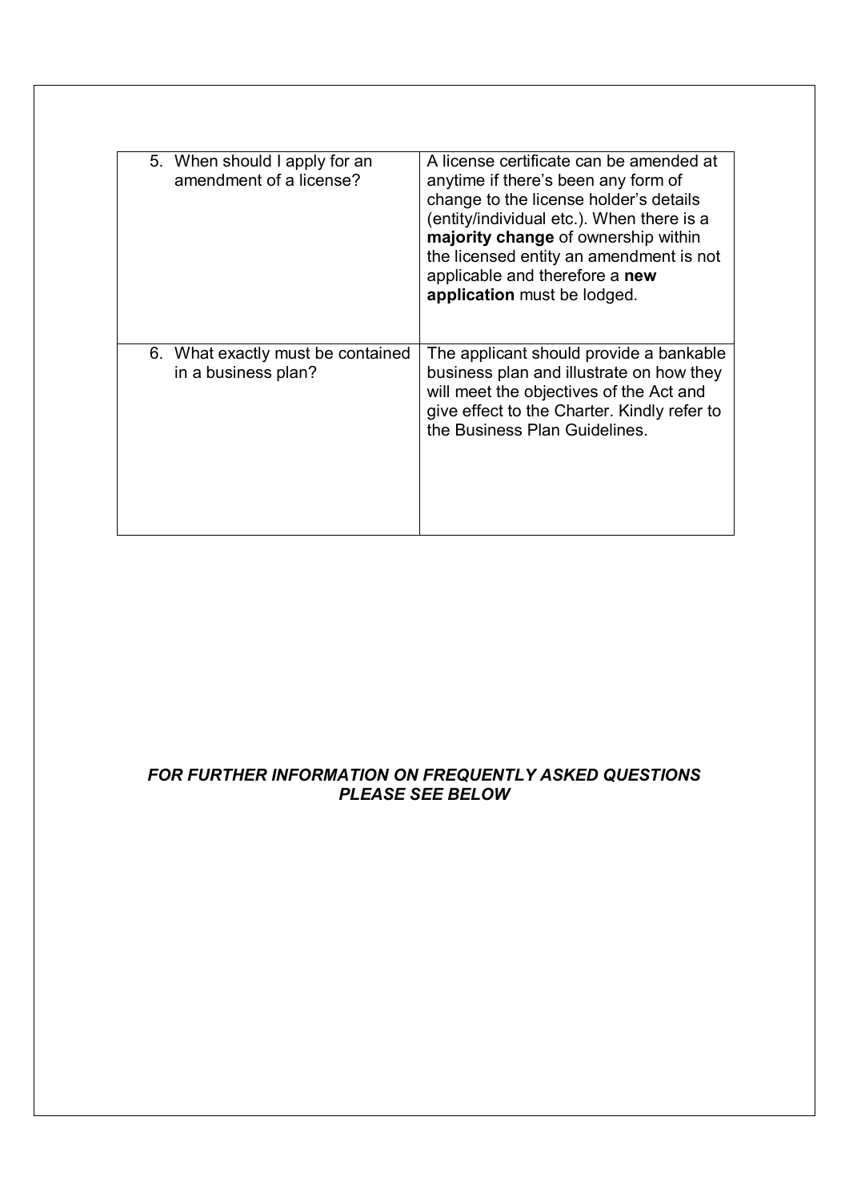| | |
|---|---|
| 5. When should I apply for an amendment of a license? | A license certificate can be amended at anytime if there's been any form of change to the license holder's details (entity/individual etc.). When there is a **majority change** of ownership within the licensed entity an amendment is not applicable and therefore a **new application** must be lodged. |
| 6. What exactly must be contained in a business plan? | The applicant should provide a bankable business plan and illustrate on how they will meet the objectives of the Act and give effect to the Charter. Kindly refer to the Business Plan Guidelines. |

***FOR FURTHER INFORMATION ON FREQUENTLY ASKED QUESTIONS PLEASE SEE BELOW***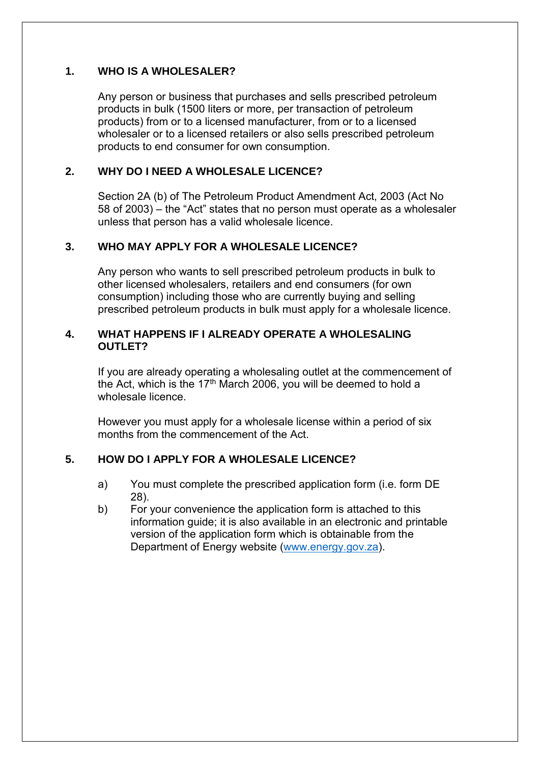## 1. WHO IS A WHOLESALER?

Any person or business that purchases and sells prescribed petroleum products in bulk (1500 liters or more, per transaction of petroleum products) from or to a licensed manufacturer, from or to a licensed wholesaler or to a licensed retailers or also sells prescribed petroleum products to end consumer for own consumption.

## 2. WHY DO I NEED A WHOLESALE LICENCE?

Section 2A (b) of The Petroleum Product Amendment Act, 2003 (Act No 58 of 2003) – the "Act" states that no person must operate as a wholesaler unless that person has a valid wholesale licence.

## 3. WHO MAY APPLY FOR A WHOLESALE LICENCE?

Any person who wants to sell prescribed petroleum products in bulk to other licensed wholesalers, retailers and end consumers (for own consumption) including those who are currently buying and selling prescribed petroleum products in bulk must apply for a wholesale licence.

## 4. WHAT HAPPENS IF I ALREADY OPERATE A WHOLESALING OUTLET?

If you are already operating a wholesaling outlet at the commencement of the Act, which is the 17th March 2006, you will be deemed to hold a wholesale licence.

However you must apply for a wholesale license within a period of six months from the commencement of the Act.

## 5. HOW DO I APPLY FOR A WHOLESALE LICENCE?

a) You must complete the prescribed application form (i.e. form DE 28).

b) For your convenience the application form is attached to this information guide; it is also available in an electronic and printable version of the application form which is obtainable from the Department of Energy website (www.energy.gov.za).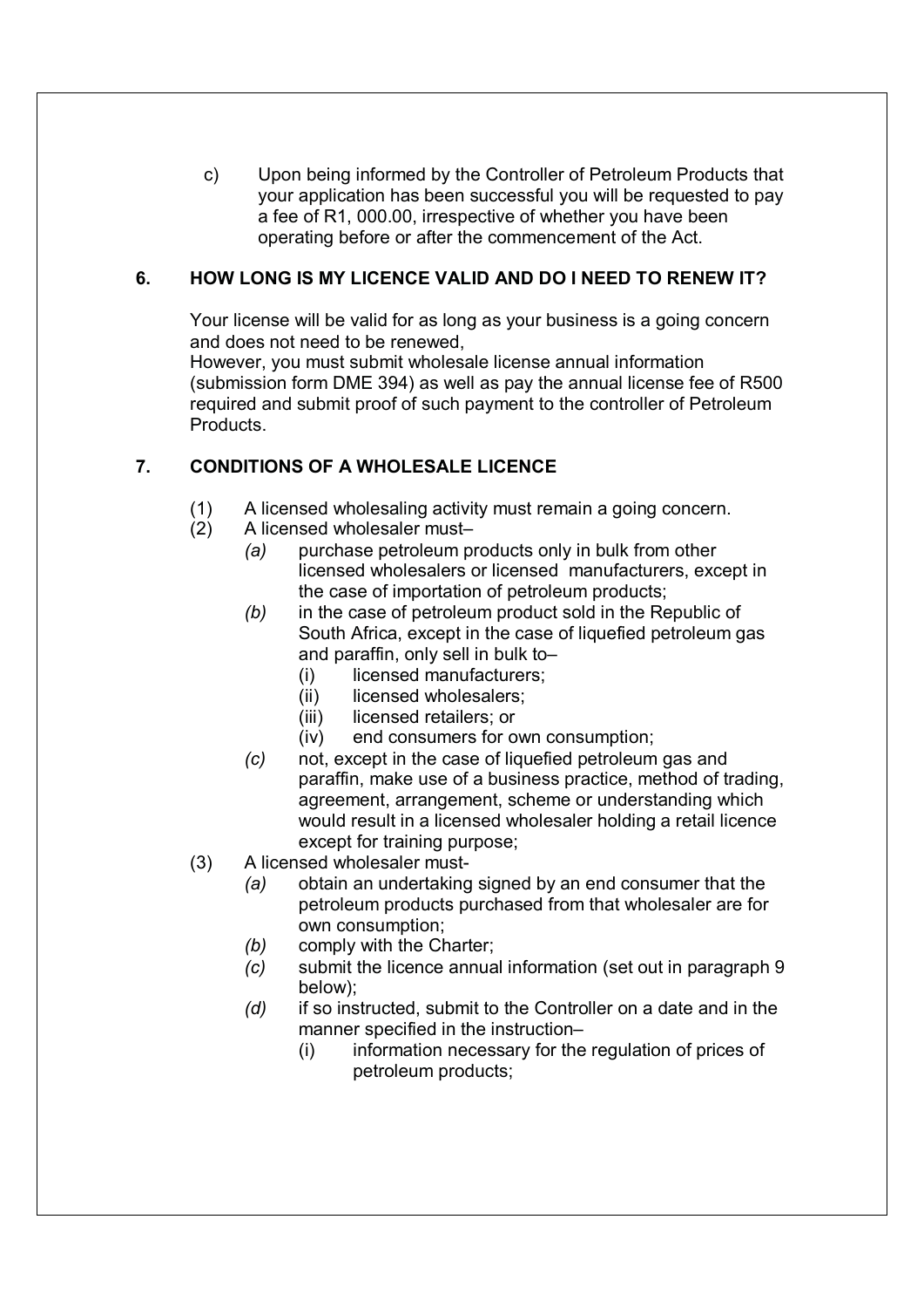c) Upon being informed by the Controller of Petroleum Products that your application has been successful you will be requested to pay a fee of R1, 000.00, irrespective of whether you have been operating before or after the commencement of the Act.

## 6. HOW LONG IS MY LICENCE VALID AND DO I NEED TO RENEW IT?

Your license will be valid for as long as your business is a going concern and does not need to be renewed,
However, you must submit wholesale license annual information (submission form DME 394) as well as pay the annual license fee of R500 required and submit proof of such payment to the controller of Petroleum Products.

## 7. CONDITIONS OF A WHOLESALE LICENCE

(1) A licensed wholesaling activity must remain a going concern.

(2) A licensed wholesaler must–

*(a)* purchase petroleum products only in bulk from other licensed wholesalers or licensed manufacturers, except in the case of importation of petroleum products;

*(b)* in the case of petroleum product sold in the Republic of South Africa, except in the case of liquefied petroleum gas and paraffin, only sell in bulk to–

(i) licensed manufacturers;

(ii) licensed wholesalers;

(iii) licensed retailers; or

(iv) end consumers for own consumption;

*(c)* not, except in the case of liquefied petroleum gas and paraffin, make use of a business practice, method of trading, agreement, arrangement, scheme or understanding which would result in a licensed wholesaler holding a retail licence except for training purpose;

(3) A licensed wholesaler must-

*(a)* obtain an undertaking signed by an end consumer that the petroleum products purchased from that wholesaler are for own consumption;

*(b)* comply with the Charter;

*(c)* submit the licence annual information (set out in paragraph 9 below);

*(d)* if so instructed, submit to the Controller on a date and in the manner specified in the instruction–

(i) information necessary for the regulation of prices of petroleum products;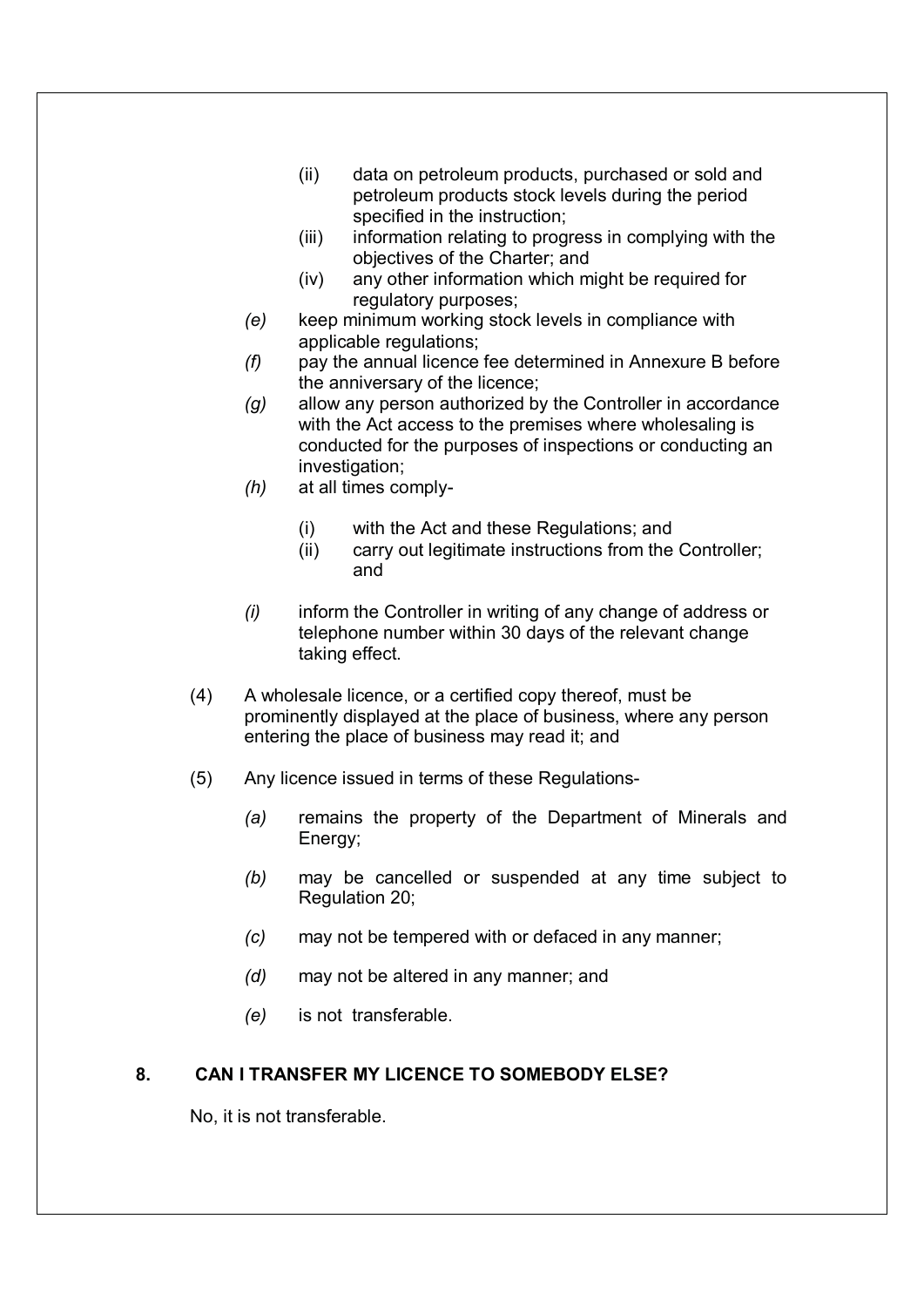- (ii) data on petroleum products, purchased or sold and petroleum products stock levels during the period specified in the instruction;
- (iii) information relating to progress in complying with the objectives of the Charter; and
- (iv) any other information which might be required for regulatory purposes;

*(e)* keep minimum working stock levels in compliance with applicable regulations;

*(f)* pay the annual licence fee determined in Annexure B before the anniversary of the licence;

*(g)* allow any person authorized by the Controller in accordance with the Act access to the premises where wholesaling is conducted for the purposes of inspections or conducting an investigation;

*(h)* at all times comply-

- (i) with the Act and these Regulations; and
- (ii) carry out legitimate instructions from the Controller; and

*(i)* inform the Controller in writing of any change of address or telephone number within 30 days of the relevant change taking effect.

(4) A wholesale licence, or a certified copy thereof, must be prominently displayed at the place of business, where any person entering the place of business may read it; and

(5) Any licence issued in terms of these Regulations-

*(a)* remains the property of the Department of Minerals and Energy;

*(b)* may be cancelled or suspended at any time subject to Regulation 20;

*(c)* may not be tempered with or defaced in any manner;

*(d)* may not be altered in any manner; and

*(e)* is not transferable.

## 8. CAN I TRANSFER MY LICENCE TO SOMEBODY ELSE?

No, it is not transferable.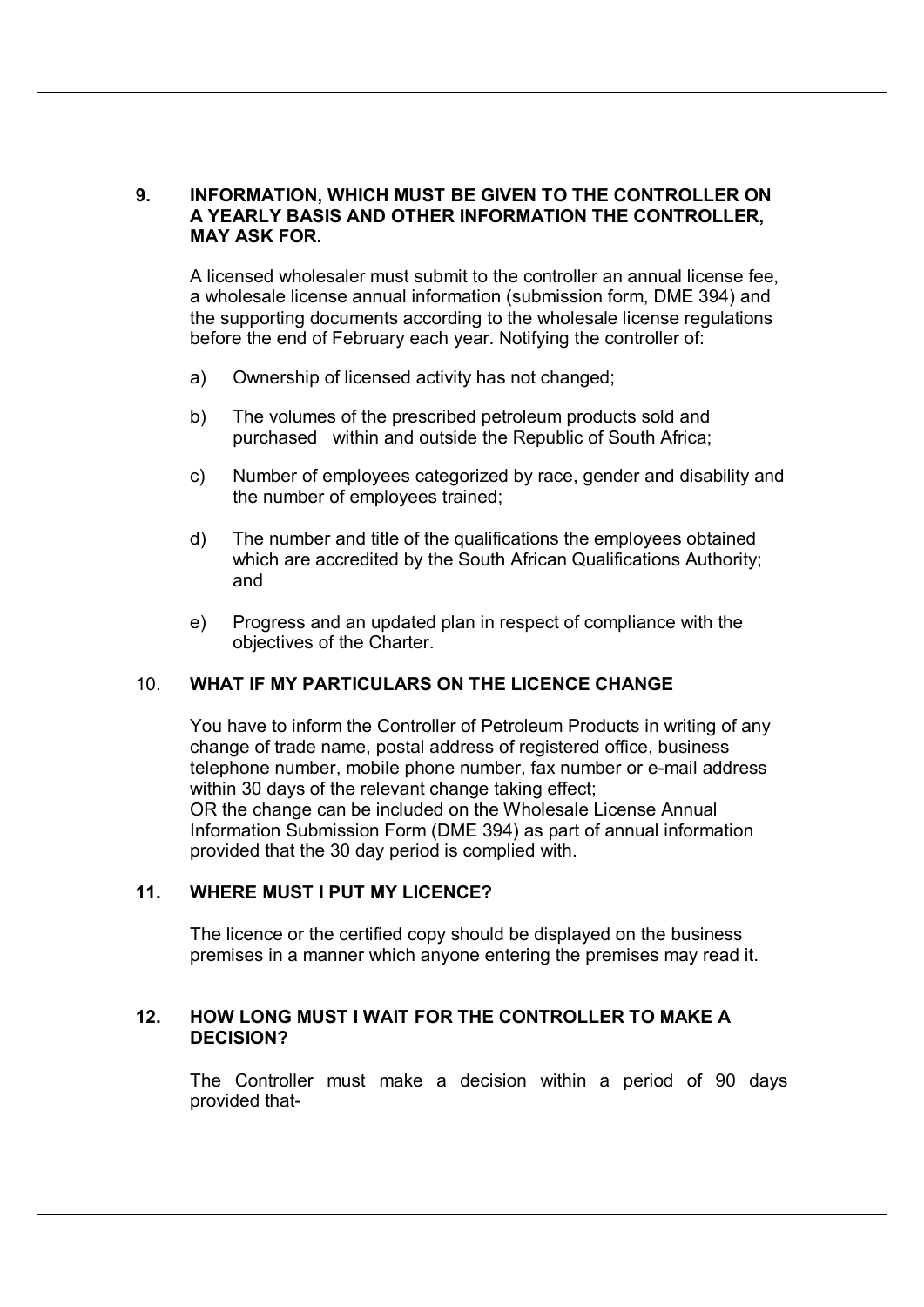## 9. INFORMATION, WHICH MUST BE GIVEN TO THE CONTROLLER ON A YEARLY BASIS AND OTHER INFORMATION THE CONTROLLER, MAY ASK FOR.

A licensed wholesaler must submit to the controller an annual license fee, a wholesale license annual information (submission form, DME 394) and the supporting documents according to the wholesale license regulations before the end of February each year. Notifying the controller of:

a) Ownership of licensed activity has not changed;

b) The volumes of the prescribed petroleum products sold and purchased within and outside the Republic of South Africa;

c) Number of employees categorized by race, gender and disability and the number of employees trained;

d) The number and title of the qualifications the employees obtained which are accredited by the South African Qualifications Authority; and

e) Progress and an updated plan in respect of compliance with the objectives of the Charter.

## 10. WHAT IF MY PARTICULARS ON THE LICENCE CHANGE

You have to inform the Controller of Petroleum Products in writing of any change of trade name, postal address of registered office, business telephone number, mobile phone number, fax number or e-mail address within 30 days of the relevant change taking effect;
OR the change can be included on the Wholesale License Annual Information Submission Form (DME 394) as part of annual information provided that the 30 day period is complied with.

## 11. WHERE MUST I PUT MY LICENCE?

The licence or the certified copy should be displayed on the business premises in a manner which anyone entering the premises may read it.

## 12. HOW LONG MUST I WAIT FOR THE CONTROLLER TO MAKE A DECISION?

The Controller must make a decision within a period of 90 days provided that-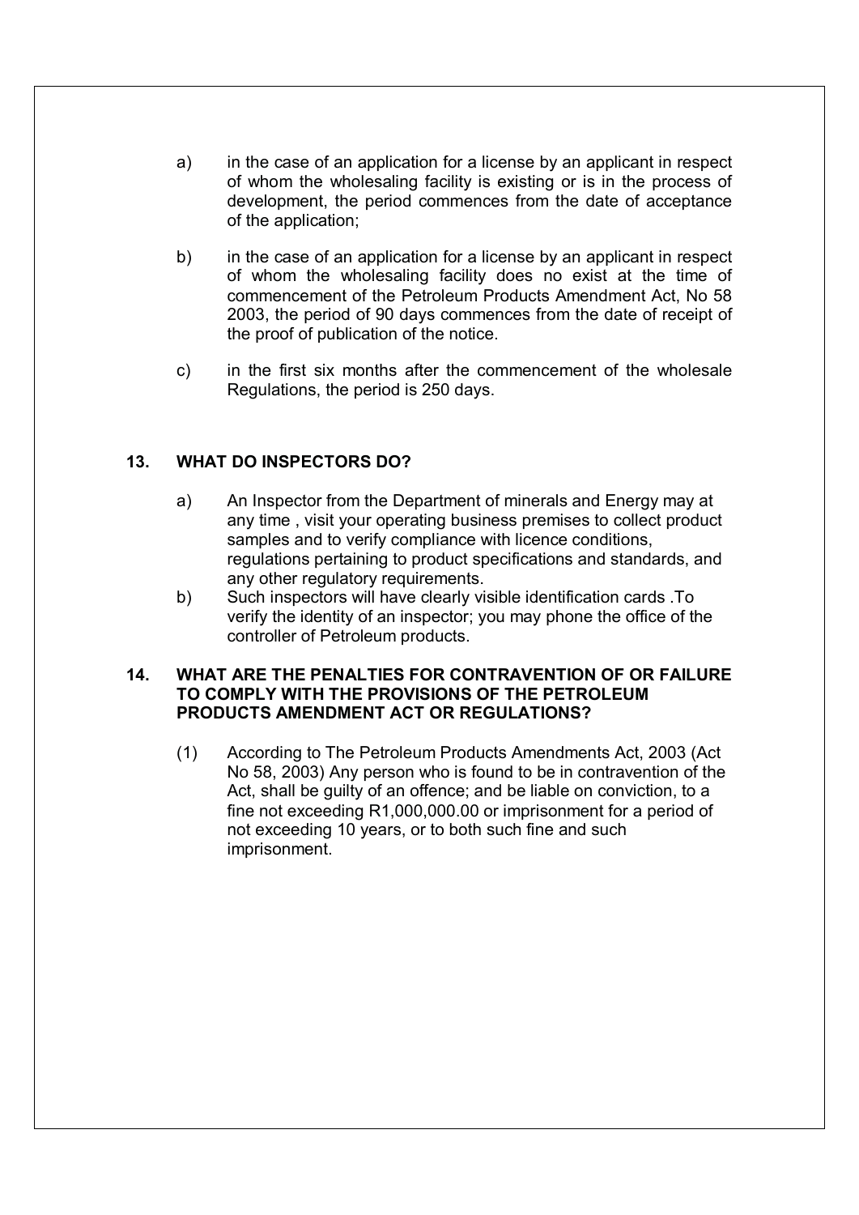a) in the case of an application for a license by an applicant in respect of whom the wholesaling facility is existing or is in the process of development, the period commences from the date of acceptance of the application;

b) in the case of an application for a license by an applicant in respect of whom the wholesaling facility does no exist at the time of commencement of the Petroleum Products Amendment Act, No 58 2003, the period of 90 days commences from the date of receipt of the proof of publication of the notice.

c) in the first six months after the commencement of the wholesale Regulations, the period is 250 days.

## 13. WHAT DO INSPECTORS DO?

a) An Inspector from the Department of minerals and Energy may at any time , visit your operating business premises to collect product samples and to verify compliance with licence conditions, regulations pertaining to product specifications and standards, and any other regulatory requirements.

b) Such inspectors will have clearly visible identification cards .To verify the identity of an inspector; you may phone the office of the controller of Petroleum products.

## 14. WHAT ARE THE PENALTIES FOR CONTRAVENTION OF OR FAILURE TO COMPLY WITH THE PROVISIONS OF THE PETROLEUM PRODUCTS AMENDMENT ACT OR REGULATIONS?

(1) According to The Petroleum Products Amendments Act, 2003 (Act No 58, 2003) Any person who is found to be in contravention of the Act, shall be guilty of an offence; and be liable on conviction, to a fine not exceeding R1,000,000.00 or imprisonment for a period of not exceeding 10 years, or to both such fine and such imprisonment.